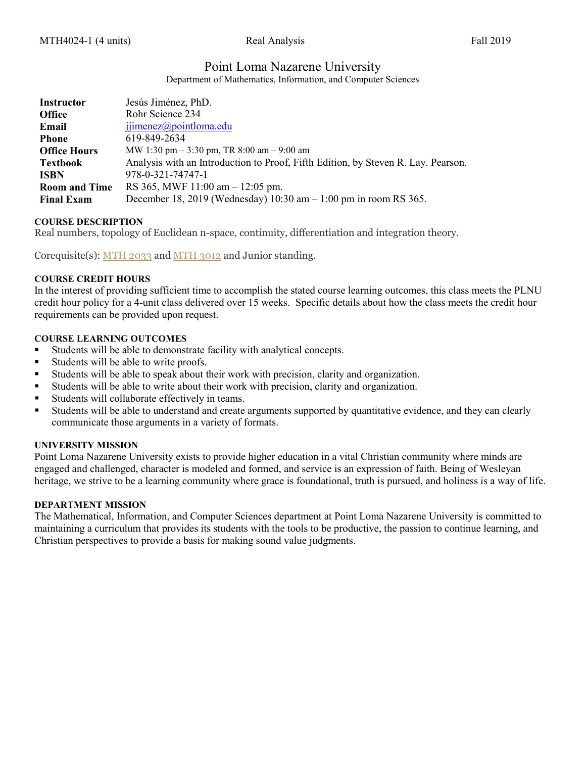MTH4024-1 (4 units) Real Analysis Fall 2019

# Point Loma Nazarene University

Department of Mathematics, Information, and Computer Sciences

| | |
|---|---|
| **Instructor** | Jesús Jiménez, PhD. |
| **Office** | Rohr Science 234 |
| **Email** | jjimenez@pointloma.edu |
| **Phone** | 619-849-2634 |
| **Office Hours** | MW 1:30 pm – 3:30 pm, TR 8:00 am – 9:00 am |
| **Textbook** | Analysis with an Introduction to Proof, Fifth Edition, by Steven R. Lay. Pearson. |
| **ISBN** | 978-0-321-74747-1 |
| **Room and Time** | RS 365, MWF 11:00 am – 12:05 pm. |
| **Final Exam** | December 18, 2019 (Wednesday) 10:30 am – 1:00 pm in room RS 365. |

### COURSE DESCRIPTION

Real numbers, topology of Euclidean n-space, continuity, differentiation and integration theory.

Corequisite(s): MTH 2033 and MTH 3012 and Junior standing.

### COURSE CREDIT HOURS

In the interest of providing sufficient time to accomplish the stated course learning outcomes, this class meets the PLNU credit hour policy for a 4-unit class delivered over 15 weeks. Specific details about how the class meets the credit hour requirements can be provided upon request.

### COURSE LEARNING OUTCOMES

- Students will be able to demonstrate facility with analytical concepts.
- Students will be able to write proofs.
- Students will be able to speak about their work with precision, clarity and organization.
- Students will be able to write about their work with precision, clarity and organization.
- Students will collaborate effectively in teams.
- Students will be able to understand and create arguments supported by quantitative evidence, and they can clearly communicate those arguments in a variety of formats.

### UNIVERSITY MISSION

Point Loma Nazarene University exists to provide higher education in a vital Christian community where minds are engaged and challenged, character is modeled and formed, and service is an expression of faith. Being of Wesleyan heritage, we strive to be a learning community where grace is foundational, truth is pursued, and holiness is a way of life.

### DEPARTMENT MISSION

The Mathematical, Information, and Computer Sciences department at Point Loma Nazarene University is committed to maintaining a curriculum that provides its students with the tools to be productive, the passion to continue learning, and Christian perspectives to provide a basis for making sound value judgments.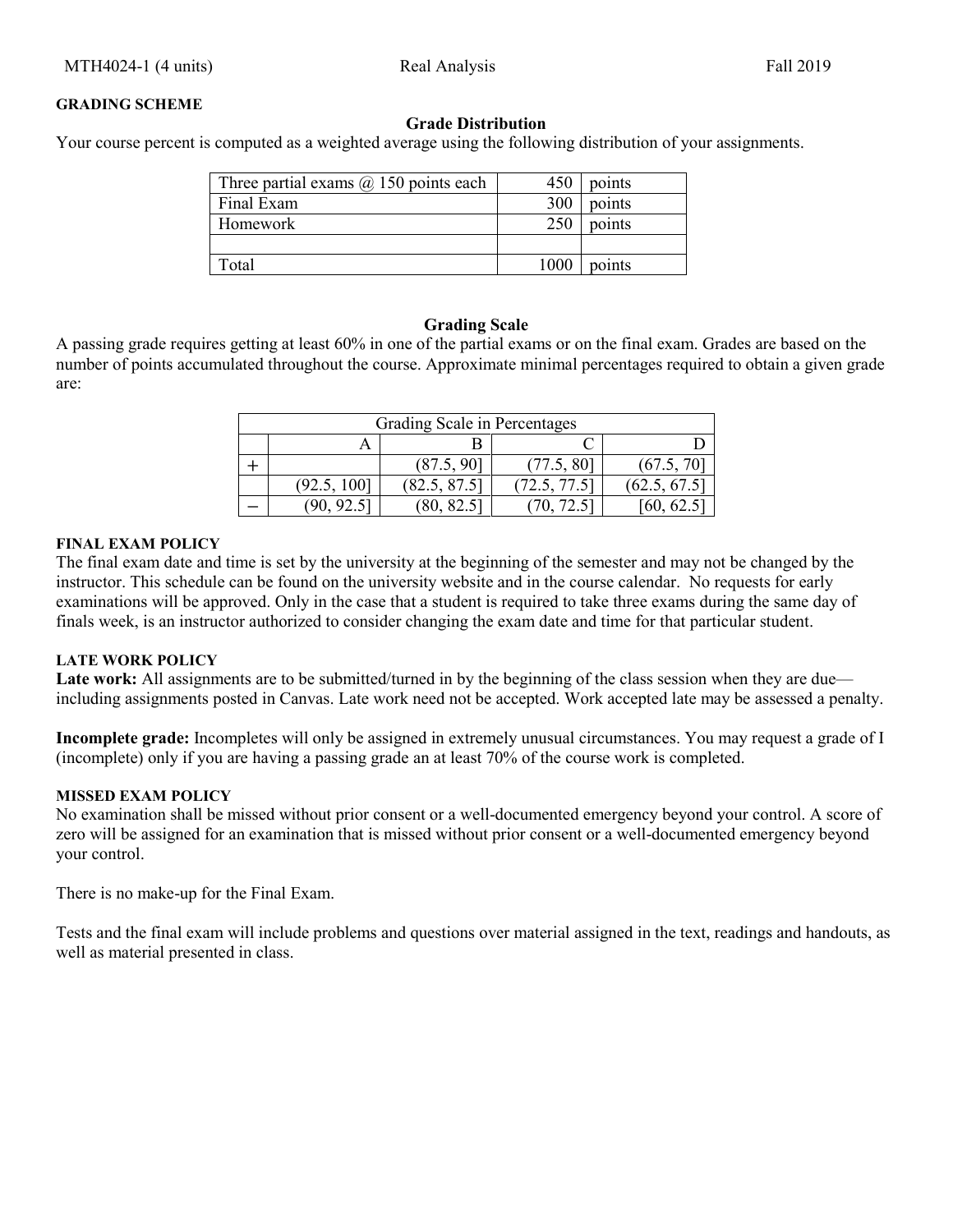**GRADING SCHEME**

### Grade Distribution

Your course percent is computed as a weighted average using the following distribution of your assignments.

| | | |
|---|---|---|
| Three partial exams @ 150 points each | 450 | points |
| Final Exam | 300 | points |
| Homework | 250 | points |
| | | |
| Total | 1000 | points |

### Grading Scale

A passing grade requires getting at least 60% in one of the partial exams or on the final exam. Grades are based on the number of points accumulated throughout the course. Approximate minimal percentages required to obtain a given grade are:

| Grading Scale in Percentages | | | | |
|---|---|---|---|---|
| | A | B | C | D |
| + | | (87.5, 90] | (77.5, 80] | (67.5, 70] |
| | (92.5, 100] | (82.5, 87.5] | (72.5, 77.5] | (62.5, 67.5] |
| − | (90, 92.5] | (80, 82.5] | (70, 72.5] | [60, 62.5] |

**FINAL EXAM POLICY**

The final exam date and time is set by the university at the beginning of the semester and may not be changed by the instructor. This schedule can be found on the university website and in the course calendar. No requests for early examinations will be approved. Only in the case that a student is required to take three exams during the same day of finals week, is an instructor authorized to consider changing the exam date and time for that particular student.

**LATE WORK POLICY**

**Late work:** All assignments are to be submitted/turned in by the beginning of the class session when they are due—including assignments posted in Canvas. Late work need not be accepted. Work accepted late may be assessed a penalty.

**Incomplete grade:** Incompletes will only be assigned in extremely unusual circumstances. You may request a grade of I (incomplete) only if you are having a passing grade an at least 70% of the course work is completed.

**MISSED EXAM POLICY**

No examination shall be missed without prior consent or a well-documented emergency beyond your control. A score of zero will be assigned for an examination that is missed without prior consent or a well-documented emergency beyond your control.

There is no make-up for the Final Exam.

Tests and the final exam will include problems and questions over material assigned in the text, readings and handouts, as well as material presented in class.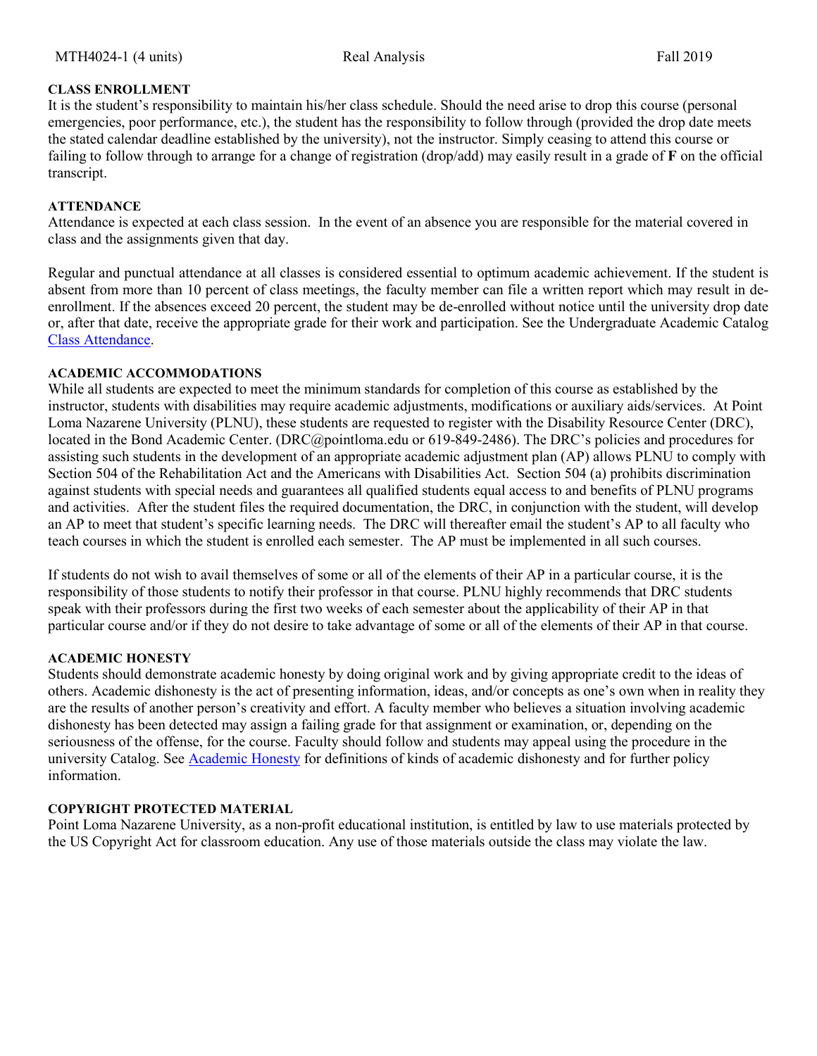**CLASS ENROLLMENT**

It is the student's responsibility to maintain his/her class schedule. Should the need arise to drop this course (personal emergencies, poor performance, etc.), the student has the responsibility to follow through (provided the drop date meets the stated calendar deadline established by the university), not the instructor. Simply ceasing to attend this course or failing to follow through to arrange for a change of registration (drop/add) may easily result in a grade of **F** on the official transcript.

**ATTENDANCE**

Attendance is expected at each class session. In the event of an absence you are responsible for the material covered in class and the assignments given that day.

Regular and punctual attendance at all classes is considered essential to optimum academic achievement. If the student is absent from more than 10 percent of class meetings, the faculty member can file a written report which may result in de-enrollment. If the absences exceed 20 percent, the student may be de-enrolled without notice until the university drop date or, after that date, receive the appropriate grade for their work and participation. See the Undergraduate Academic Catalog Class Attendance.

**ACADEMIC ACCOMMODATIONS**

While all students are expected to meet the minimum standards for completion of this course as established by the instructor, students with disabilities may require academic adjustments, modifications or auxiliary aids/services. At Point Loma Nazarene University (PLNU), these students are requested to register with the Disability Resource Center (DRC), located in the Bond Academic Center. (DRC@pointloma.edu or 619-849-2486). The DRC's policies and procedures for assisting such students in the development of an appropriate academic adjustment plan (AP) allows PLNU to comply with Section 504 of the Rehabilitation Act and the Americans with Disabilities Act. Section 504 (a) prohibits discrimination against students with special needs and guarantees all qualified students equal access to and benefits of PLNU programs and activities. After the student files the required documentation, the DRC, in conjunction with the student, will develop an AP to meet that student's specific learning needs. The DRC will thereafter email the student's AP to all faculty who teach courses in which the student is enrolled each semester. The AP must be implemented in all such courses.

If students do not wish to avail themselves of some or all of the elements of their AP in a particular course, it is the responsibility of those students to notify their professor in that course. PLNU highly recommends that DRC students speak with their professors during the first two weeks of each semester about the applicability of their AP in that particular course and/or if they do not desire to take advantage of some or all of the elements of their AP in that course.

**ACADEMIC HONESTY**

Students should demonstrate academic honesty by doing original work and by giving appropriate credit to the ideas of others. Academic dishonesty is the act of presenting information, ideas, and/or concepts as one's own when in reality they are the results of another person's creativity and effort. A faculty member who believes a situation involving academic dishonesty has been detected may assign a failing grade for that assignment or examination, or, depending on the seriousness of the offense, for the course. Faculty should follow and students may appeal using the procedure in the university Catalog. See Academic Honesty for definitions of kinds of academic dishonesty and for further policy information.

**COPYRIGHT PROTECTED MATERIAL**

Point Loma Nazarene University, as a non-profit educational institution, is entitled by law to use materials protected by the US Copyright Act for classroom education. Any use of those materials outside the class may violate the law.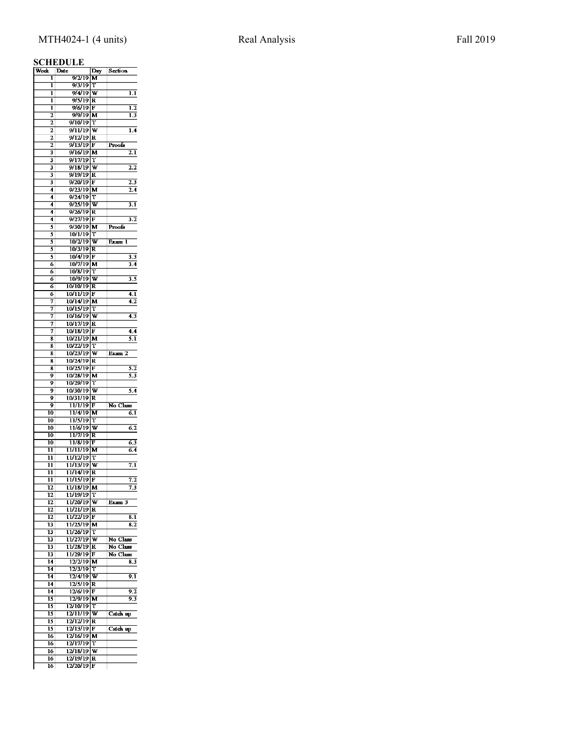**SCHEDULE**

| Week | Date | Day | Section |
|---|---|---|---|
| 1 | 9/2/19 | M | |
| 1 | 9/3/19 | T | |
| 1 | 9/4/19 | W | 1.1 |
| 1 | 9/5/19 | R | |
| 1 | 9/6/19 | F | 1.2 |
| 2 | 9/9/19 | M | 1.3 |
| 2 | 9/10/19 | T | |
| 2 | 9/11/19 | W | 1.4 |
| 2 | 9/12/19 | R | |
| 2 | 9/13/19 | F | Proofs |
| 3 | 9/16/19 | M | 2.1 |
| 3 | 9/17/19 | T | |
| 3 | 9/18/19 | W | 2.2 |
| 3 | 9/19/19 | R | |
| 3 | 9/20/19 | F | 2.3 |
| 4 | 9/23/19 | M | 2.4 |
| 4 | 9/24/19 | T | |
| 4 | 9/25/19 | W | 3.1 |
| 4 | 9/26/19 | R | |
| 4 | 9/27/19 | F | 3.2 |
| 5 | 9/30/19 | M | Proofs |
| 5 | 10/1/19 | T | |
| 5 | 10/2/19 | W | Exam 1 |
| 5 | 10/3/19 | R | |
| 5 | 10/4/19 | F | 3.3 |
| 6 | 10/7/19 | M | 3.4 |
| 6 | 10/8/19 | T | |
| 6 | 10/9/19 | W | 3.5 |
| 6 | 10/10/19 | R | |
| 6 | 10/11/19 | F | 4.1 |
| 7 | 10/14/19 | M | 4.2 |
| 7 | 10/15/19 | T | |
| 7 | 10/16/19 | W | 4.3 |
| 7 | 10/17/19 | R | |
| 7 | 10/18/19 | F | 4.4 |
| 8 | 10/21/19 | M | 5.1 |
| 8 | 10/22/19 | T | |
| 8 | 10/23/19 | W | Exam 2 |
| 8 | 10/24/19 | R | |
| 8 | 10/25/19 | F | 5.2 |
| 9 | 10/28/19 | M | 5.3 |
| 9 | 10/29/19 | T | |
| 9 | 10/30/19 | W | 5.4 |
| 9 | 10/31/19 | R | |
| 9 | 11/1/19 | F | No Class |
| 10 | 11/4/19 | M | 6.1 |
| 10 | 11/5/19 | T | |
| 10 | 11/6/19 | W | 6.2 |
| 10 | 11/7/19 | R | |
| 10 | 11/8/19 | F | 6.3 |
| 11 | 11/11/19 | M | 6.4 |
| 11 | 11/12/19 | T | |
| 11 | 11/13/19 | W | 7.1 |
| 11 | 11/14/19 | R | |
| 11 | 11/15/19 | F | 7.2 |
| 12 | 11/18/19 | M | 7.3 |
| 12 | 11/19/19 | T | |
| 12 | 11/20/19 | W | Exam 3 |
| 12 | 11/21/19 | R | |
| 12 | 11/22/19 | F | 8.1 |
| 13 | 11/25/19 | M | 8.2 |
| 13 | 11/26/19 | T | |
| 13 | 11/27/19 | W | No Class |
| 13 | 11/28/19 | R | No Class |
| 13 | 11/29/19 | F | No Class |
| 14 | 12/2/19 | M | 8.3 |
| 14 | 12/3/19 | T | |
| 14 | 12/4/19 | W | 9.1 |
| 14 | 12/5/19 | R | |
| 14 | 12/6/19 | F | 9.2 |
| 15 | 12/9/19 | M | 9.3 |
| 15 | 12/10/19 | T | |
| 15 | 12/11/19 | W | Catch up |
| 15 | 12/12/19 | R | |
| 15 | 12/13/19 | F | Catch up |
| 16 | 12/16/19 | M | |
| 16 | 12/17/19 | T | |
| 16 | 12/18/19 | W | |
| 16 | 12/19/19 | R | |
| 16 | 12/20/19 | F | |